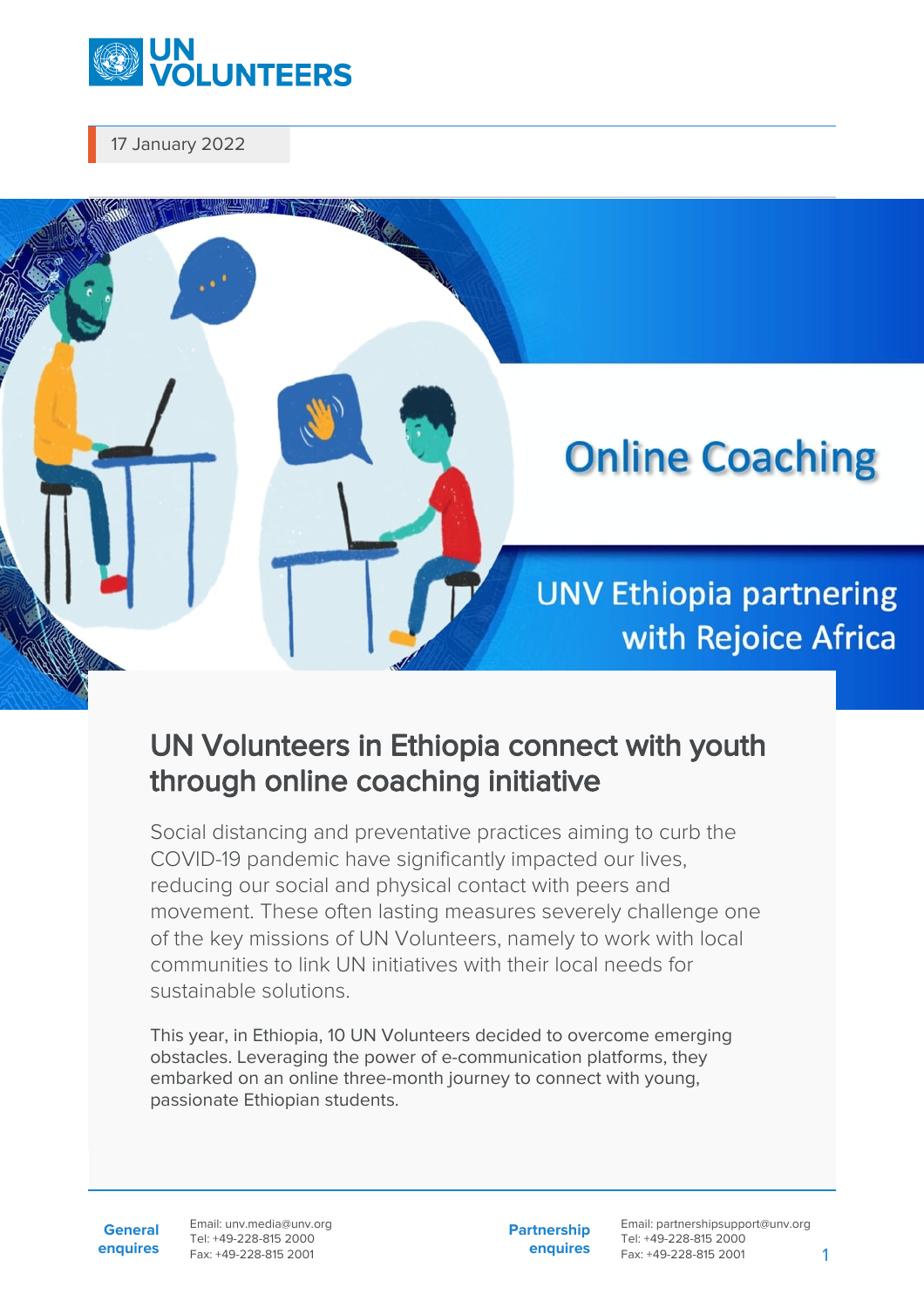17 January 2022

# Online Coaching

UNV Ethiopia partnering with Rejoice Africa

## UN Volunteers in Ethiopia connect with youth through online coaching initiative

Social distancing and preventative practices aiming to curb the COVID-19 pandemic have significantly impacted our lives, reducing our social and physical contact with peers and movement. These often lasting measures severely challenge one of the key missions of UN Volunteers, namely to work with local communities to link UN initiatives with their local needs for sustainable solutions.

This year, in Ethiopia, 10 UN Volunteers decided to overcome emerging obstacles. Leveraging the power of e-communication platforms, they embarked on an online three-month journey to connect with young, passionate Ethiopian students.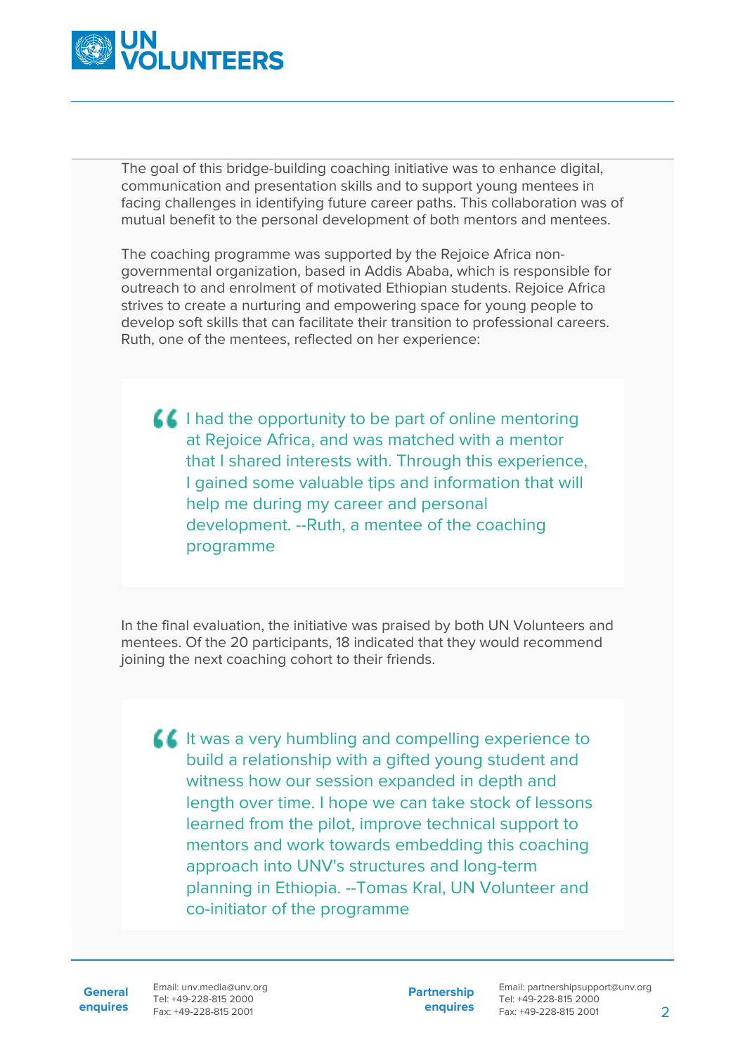The goal of this bridge-building coaching initiative was to enhance digital, communication and presentation skills and to support young mentees in facing challenges in identifying future career paths. This collaboration was of mutual benefit to the personal development of both mentors and mentees.

The coaching programme was supported by the Rejoice Africa non-governmental organization, based in Addis Ababa, which is responsible for outreach to and enrolment of motivated Ethiopian students. Rejoice Africa strives to create a nurturing and empowering space for young people to develop soft skills that can facilitate their transition to professional careers. Ruth, one of the mentees, reflected on her experience:

> I had the opportunity to be part of online mentoring at Rejoice Africa, and was matched with a mentor that I shared interests with. Through this experience, I gained some valuable tips and information that will help me during my career and personal development. --Ruth, a mentee of the coaching programme

In the final evaluation, the initiative was praised by both UN Volunteers and mentees. Of the 20 participants, 18 indicated that they would recommend joining the next coaching cohort to their friends.

> It was a very humbling and compelling experience to build a relationship with a gifted young student and witness how our session expanded in depth and length over time. I hope we can take stock of lessons learned from the pilot, improve technical support to mentors and work towards embedding this coaching approach into UNV's structures and long-term planning in Ethiopia. --Tomas Kral, UN Volunteer and co-initiator of the programme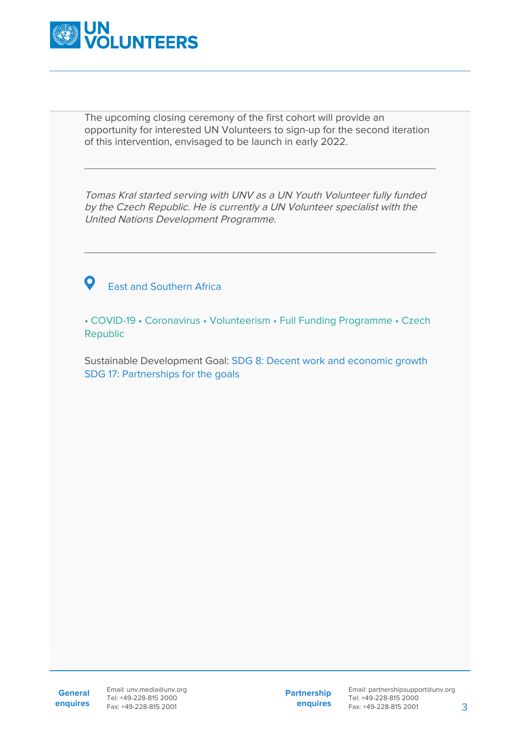The upcoming closing ceremony of the first cohort will provide an opportunity for interested UN Volunteers to sign-up for the second iteration of this intervention, envisaged to be launch in early 2022.

---

*Tomas Kral started serving with UNV as a UN Youth Volunteer fully funded by the Czech Republic. He is currently a UN Volunteer specialist with the United Nations Development Programme.*

---

East and Southern Africa

• COVID-19 • Coronavirus • Volunteerism • Full Funding Programme • Czech Republic

Sustainable Development Goal: SDG 8: Decent work and economic growth
SDG 17: Partnerships for the goals

**General enquires**
Email: unv.media@unv.org
Tel: +49-228-815 2000
Fax: +49-228-815 2001

**Partnership enquires**
Email: partnershipsupport@unv.org
Tel: +49-228-815 2000
Fax: +49-228-815 2001